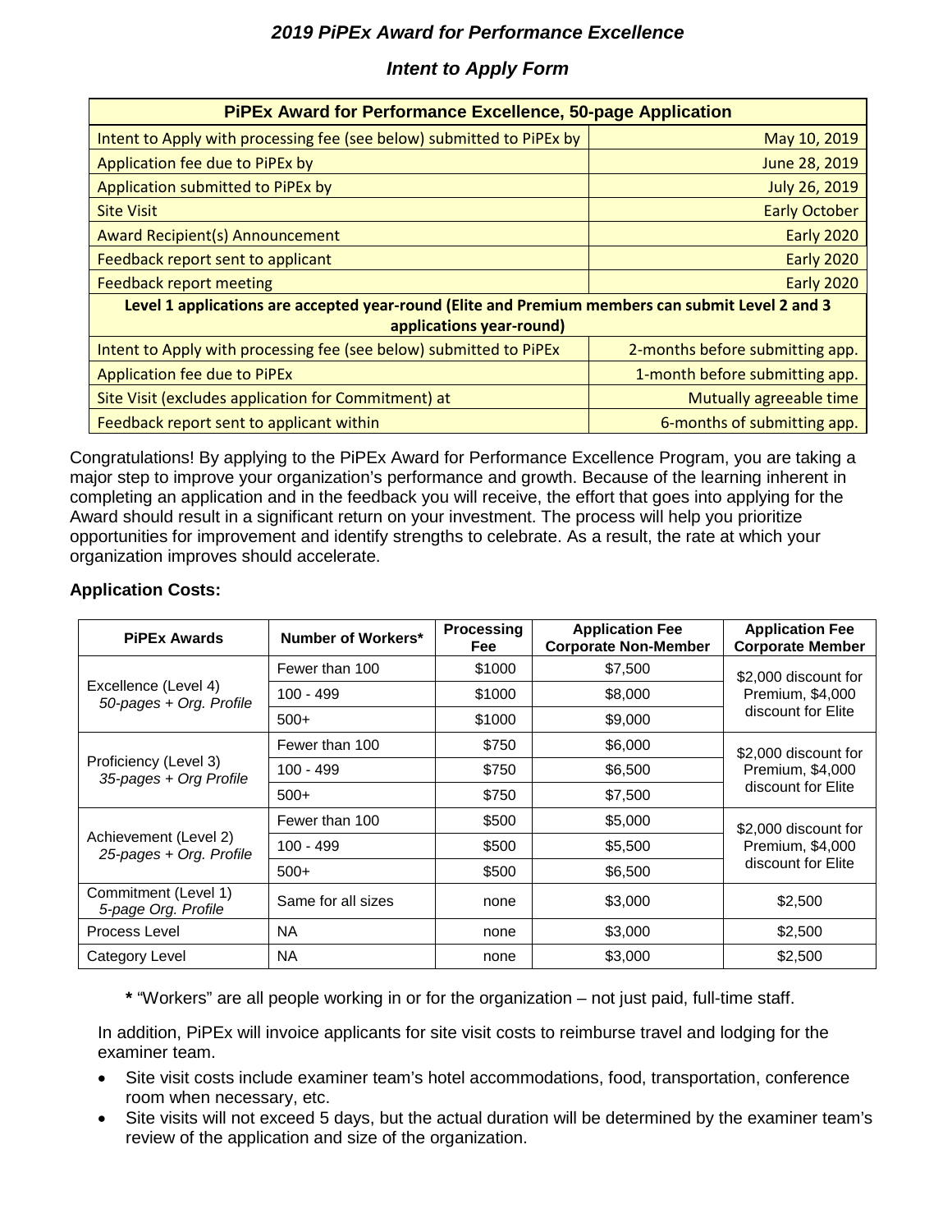# *2019 PiPEx Award for Performance Excellence*

## *Intent to Apply Form*

| PiPEx Award for Performance Excellence, 50-page Application | |
|---|---|
| Intent to Apply with processing fee (see below) submitted to PiPEx by | May 10, 2019 |
| Application fee due to PiPEx by | June 28, 2019 |
| Application submitted to PiPEx by | July 26, 2019 |
| Site Visit | Early October |
| Award Recipient(s) Announcement | Early 2020 |
| Feedback report sent to applicant | Early 2020 |
| Feedback report meeting | Early 2020 |
| **Level 1 applications are accepted year-round (Elite and Premium members can submit Level 2 and 3 applications year-round)** | |
| Intent to Apply with processing fee (see below) submitted to PiPEx | 2-months before submitting app. |
| Application fee due to PiPEx | 1-month before submitting app. |
| Site Visit (excludes application for Commitment) at | Mutually agreeable time |
| Feedback report sent to applicant within | 6-months of submitting app. |

Congratulations! By applying to the PiPEx Award for Performance Excellence Program, you are taking a major step to improve your organization's performance and growth. Because of the learning inherent in completing an application and in the feedback you will receive, the effort that goes into applying for the Award should result in a significant return on your investment. The process will help you prioritize opportunities for improvement and identify strengths to celebrate. As a result, the rate at which your organization improves should accelerate.

**Application Costs:**

| PiPEx Awards | Number of Workers* | Processing Fee | Application Fee Corporate Non-Member | Application Fee Corporate Member |
|---|---|---|---|---|
| Excellence (Level 4) *50-pages + Org. Profile* | Fewer than 100 | $1000 | $7,500 | $2,000 discount for Premium, $4,000 discount for Elite |
| | 100 - 499 | $1000 | $8,000 | |
| | 500+ | $1000 | $9,000 | |
| Proficiency (Level 3) *35-pages + Org Profile* | Fewer than 100 | $750 | $6,000 | $2,000 discount for Premium, $4,000 discount for Elite |
| | 100 - 499 | $750 | $6,500 | |
| | 500+ | $750 | $7,500 | |
| Achievement (Level 2) *25-pages + Org. Profile* | Fewer than 100 | $500 | $5,000 | $2,000 discount for Premium, $4,000 discount for Elite |
| | 100 - 499 | $500 | $5,500 | |
| | 500+ | $500 | $6,500 | |
| Commitment (Level 1) *5-page Org. Profile* | Same for all sizes | none | $3,000 | $2,500 |
| Process Level | NA | none | $3,000 | $2,500 |
| Category Level | NA | none | $3,000 | $2,500 |

**\*** "Workers" are all people working in or for the organization – not just paid, full-time staff.

In addition, PiPEx will invoice applicants for site visit costs to reimburse travel and lodging for the examiner team.

- Site visit costs include examiner team's hotel accommodations, food, transportation, conference room when necessary, etc.
- Site visits will not exceed 5 days, but the actual duration will be determined by the examiner team's review of the application and size of the organization.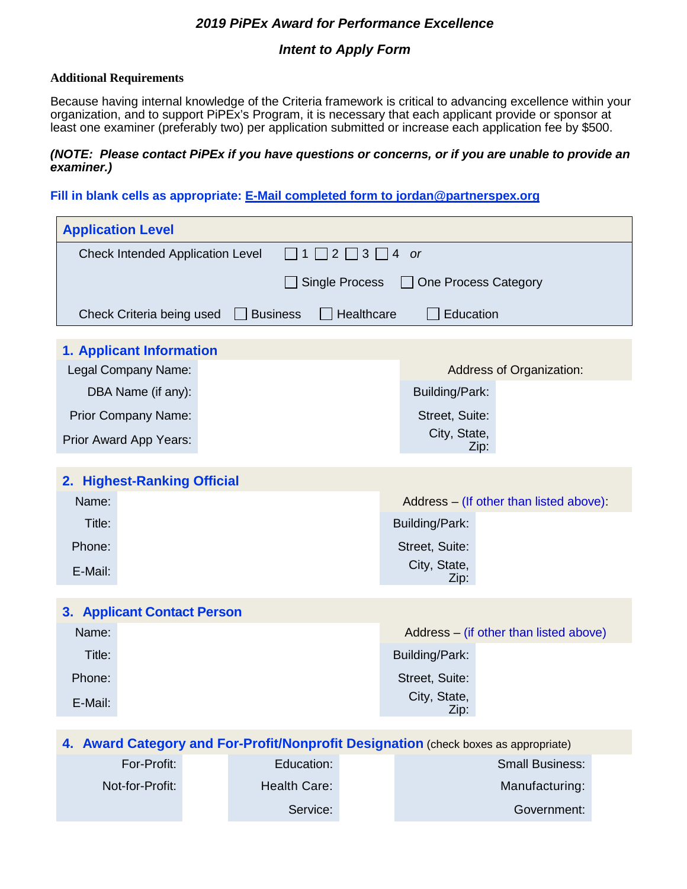# 2019 PiPEx Award for Performance Excellence

## Intent to Apply Form

**Additional Requirements**

Because having internal knowledge of the Criteria framework is critical to advancing excellence within your organization, and to support PiPEx's Program, it is necessary that each applicant provide or sponsor at least one examiner (preferably two) per application submitted or increase each application fee by $500.

***(NOTE: Please contact PiPEx if you have questions or concerns, or if you are unable to provide an examiner.)***

**Fill in blank cells as appropriate: E-Mail completed form to jordan@partnerspex.org**

### Application Level

Check Intended Application Level ☐ 1 ☐ 2 ☐ 3 ☐ 4 *or*

☐ Single Process ☐ One Process Category

Check Criteria being used ☐ Business ☐ Healthcare ☐ Education

### 1. Applicant Information

| | | Address of Organization: | |
|---|---|---|---|
| Legal Company Name: | | | |
| DBA Name (if any): | | Building/Park: | |
| Prior Company Name: | | Street, Suite: | |
| Prior Award App Years: | | City, State, Zip: | |

### 2. Highest-Ranking Official

| | | Address – (If other than listed above): | |
|---|---|---|---|
| Name: | | | |
| Title: | | Building/Park: | |
| Phone: | | Street, Suite: | |
| E-Mail: | | City, State, Zip: | |

### 3. Applicant Contact Person

| | | Address – (if other than listed above) | |
|---|---|---|---|
| Name: | | | |
| Title: | | Building/Park: | |
| Phone: | | Street, Suite: | |
| E-Mail: | | City, State, Zip: | |

### 4. Award Category and For-Profit/Nonprofit Designation (check boxes as appropriate)

| | | | | | |
|---|---|---|---|---|---|
| For-Profit: | | Education: | | Small Business: | |
| Not-for-Profit: | | Health Care: | | Manufacturing: | |
| | | Service: | | Government: | |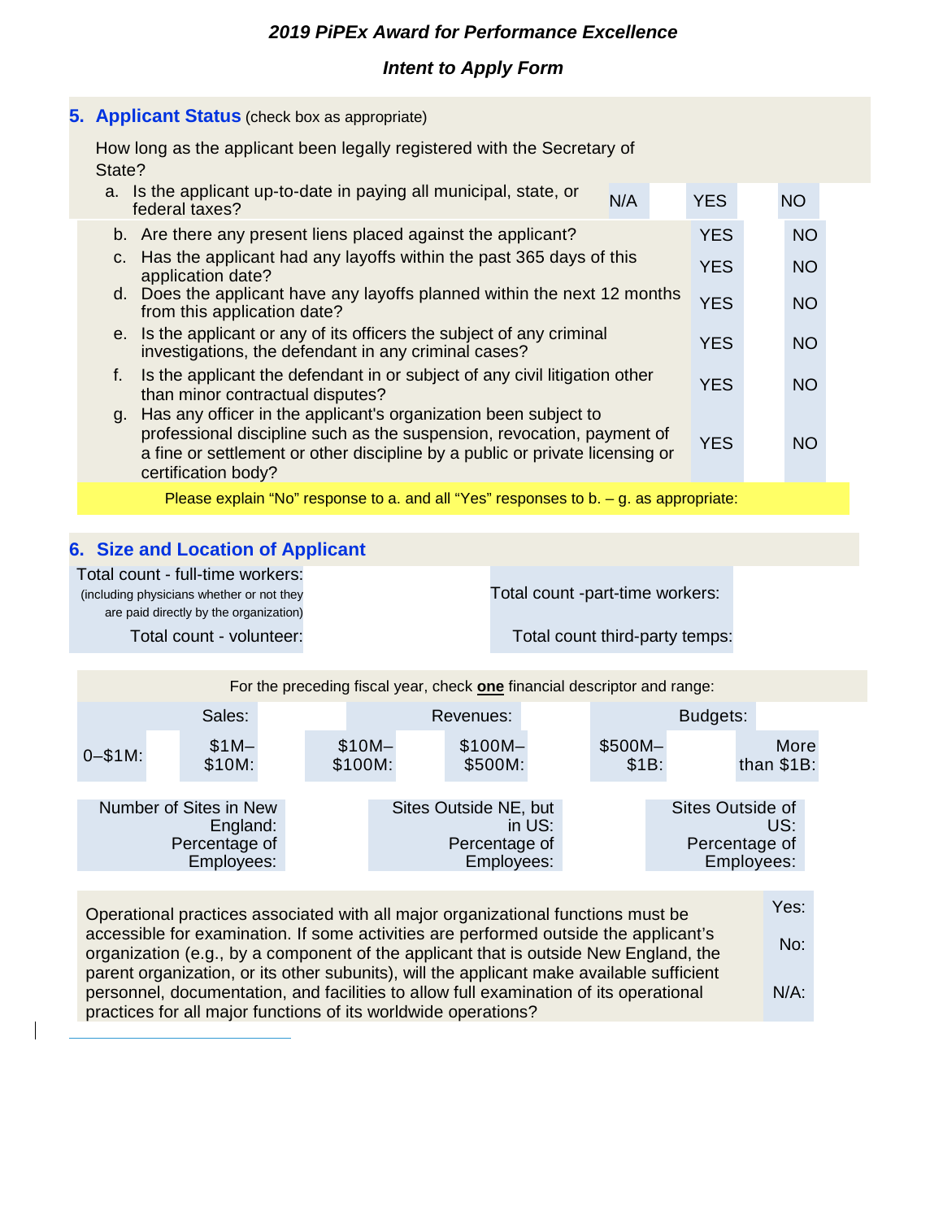*2019 PiPEx Award for Performance Excellence*

*Intent to Apply Form*

## 5. Applicant Status (check box as appropriate)

How long as the applicant been legally registered with the Secretary of State?

| | | | |
|---|---|---|---|
| a. Is the applicant up-to-date in paying all municipal, state, or federal taxes? | N/A | YES | NO |
| b. Are there any present liens placed against the applicant? | | YES | NO |
| c. Has the applicant had any layoffs within the past 365 days of this application date? | | YES | NO |
| d. Does the applicant have any layoffs planned within the next 12 months from this application date? | | YES | NO |
| e. Is the applicant or any of its officers the subject of any criminal investigations, the defendant in any criminal cases? | | YES | NO |
| f. Is the applicant the defendant in or subject of any civil litigation other than minor contractual disputes? | | YES | NO |
| g. Has any officer in the applicant's organization been subject to professional discipline such as the suspension, revocation, payment of a fine or settlement or other discipline by a public or private licensing or certification body? | | YES | NO |

Please explain "No" response to a. and all "Yes" responses to b. – g. as appropriate:

## 6. Size and Location of Applicant

| | | | |
|---|---|---|---|
| Total count - full-time workers: (including physicians whether or not they are paid directly by the organization) | | Total count -part-time workers: | |
| Total count - volunteer: | | Total count third-party temps: | |

For the preceding fiscal year, check **one** financial descriptor and range:

| Sales: | | Revenues: | | Budgets: | |
|---|---|---|---|---|---|
| 0–$1M: | $1M–$10M: | $10M–$100M: | $100M–$500M: | $500M–$1B: | More than $1B: |

| | | | | | |
|---|---|---|---|---|---|
| Number of Sites in New England: Percentage of Employees: | | Sites Outside NE, but in US: Percentage of Employees: | | Sites Outside of US: Percentage of Employees: | |

| | |
|---|---|
| Operational practices associated with all major organizational functions must be accessible for examination. If some activities are performed outside the applicant's organization (e.g., by a component of the applicant that is outside New England, the parent organization, or its other subunits), will the applicant make available sufficient personnel, documentation, and facilities to allow full examination of its operational practices for all major functions of its worldwide operations? | Yes: No: N/A: |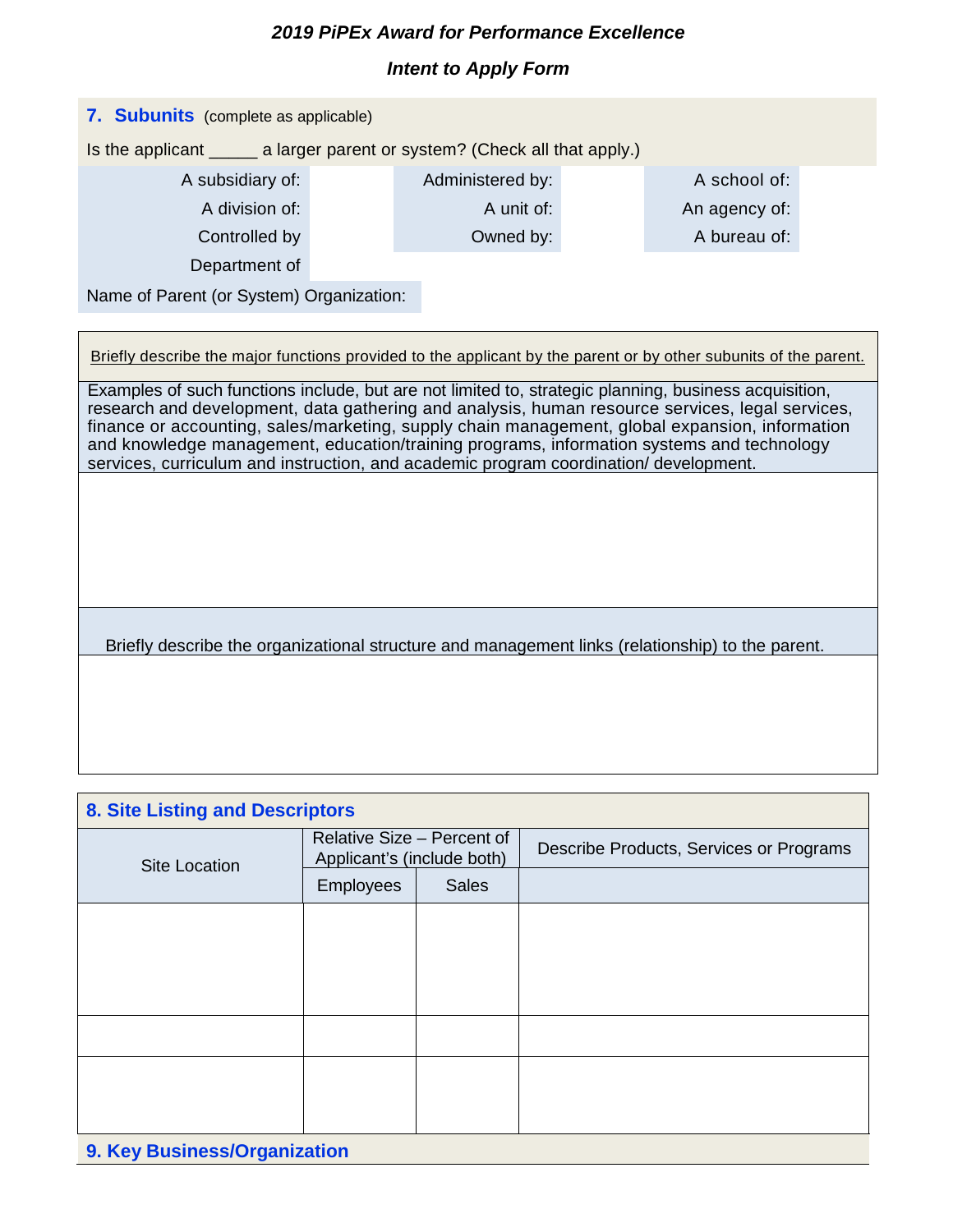*2019 PiPEx Award for Performance Excellence*

*Intent to Apply Form*

## 7. Subunits (complete as applicable)

Is the applicant _____ a larger parent or system? (Check all that apply.)

| | | | | | |
|---|---|---|---|---|---|
| A subsidiary of: | | Administered by: | | A school of: | |
| A division of: | | A unit of: | | An agency of: | |
| Controlled by | | Owned by: | | A bureau of: | |
| Department of | | | | | |

Name of Parent (or System) Organization:

| Briefly describe the major functions provided to the applicant by the parent or by other subunits of the parent. |
|---|
| Examples of such functions include, but are not limited to, strategic planning, business acquisition, research and development, data gathering and analysis, human resource services, legal services, finance or accounting, sales/marketing, supply chain management, global expansion, information and knowledge management, education/training programs, information systems and technology services, curriculum and instruction, and academic program coordination/ development. |
| |
| Briefly describe the organizational structure and management links (relationship) to the parent. |
| |

## 8. Site Listing and Descriptors

| Site Location | Relative Size – Percent of Applicant's (include both) | | Describe Products, Services or Programs |
|---|---|---|---|
| | Employees | Sales | |
| | | | |
| | | | |
| | | | |

## 9. Key Business/Organization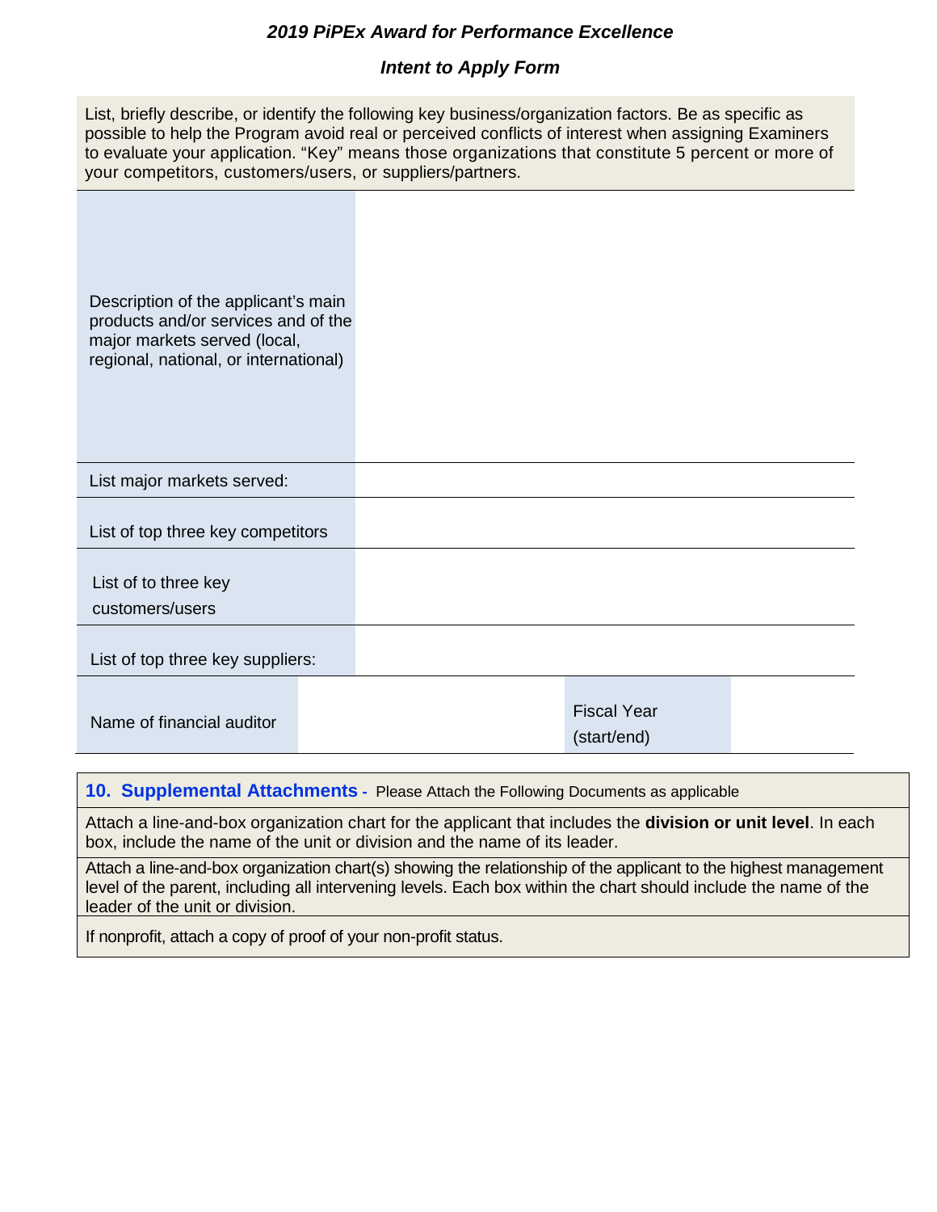*2019 PiPEx Award for Performance Excellence*

*Intent to Apply Form*

List, briefly describe, or identify the following key business/organization factors. Be as specific as possible to help the Program avoid real or perceived conflicts of interest when assigning Examiners to evaluate your application. "Key" means those organizations that constitute 5 percent or more of your competitors, customers/users, or suppliers/partners.

| | | | |
|---|---|---|---|
| Description of the applicant's main products and/or services and of the major markets served (local, regional, national, or international) | | | |
| List major markets served: | | | |
| List of top three key competitors | | | |
| List of to three key customers/users | | | |
| List of top three key suppliers: | | | |
| Name of financial auditor | | Fiscal Year (start/end) | |

| **10. Supplemental Attachments** - Please Attach the Following Documents as applicable |
|---|
| Attach a line-and-box organization chart for the applicant that includes the **division or unit level**. In each box, include the name of the unit or division and the name of its leader. |
| Attach a line-and-box organization chart(s) showing the relationship of the applicant to the highest management level of the parent, including all intervening levels. Each box within the chart should include the name of the leader of the unit or division. |
| If nonprofit, attach a copy of proof of your non-profit status. |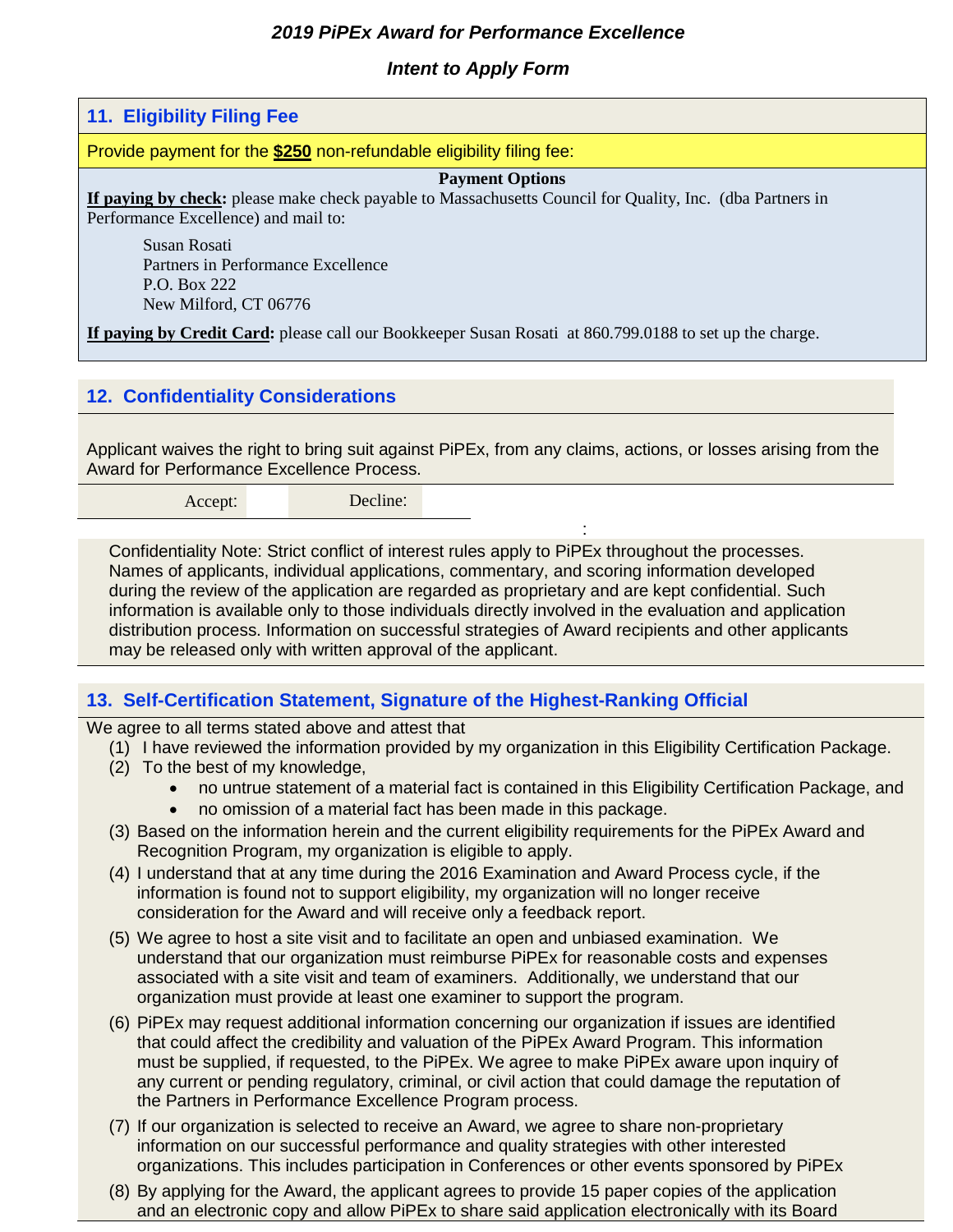*2019 PiPEx Award for Performance Excellence*

*Intent to Apply Form*

## 11. Eligibility Filing Fee

Provide payment for the **$250** non-refundable eligibility filing fee:

**Payment Options**

**If paying by check:** please make check payable to Massachusetts Council for Quality, Inc. (dba Partners in Performance Excellence) and mail to:

Susan Rosati
Partners in Performance Excellence
P.O. Box 222
New Milford, CT 06776

**If paying by Credit Card:** please call our Bookkeeper Susan Rosati at 860.799.0188 to set up the charge.

## 12. Confidentiality Considerations

Applicant waives the right to bring suit against PiPEx, from any claims, actions, or losses arising from the Award for Performance Excellence Process.

| Accept: | | Decline: | |
|---|---|---|---|

Confidentiality Note: Strict conflict of interest rules apply to PiPEx throughout the processes. Names of applicants, individual applications, commentary, and scoring information developed during the review of the application are regarded as proprietary and are kept confidential. Such information is available only to those individuals directly involved in the evaluation and application distribution process. Information on successful strategies of Award recipients and other applicants may be released only with written approval of the applicant.

## 13. Self-Certification Statement, Signature of the Highest-Ranking Official

We agree to all terms stated above and attest that

(1) I have reviewed the information provided by my organization in this Eligibility Certification Package.

(2) To the best of my knowledge,
- no untrue statement of a material fact is contained in this Eligibility Certification Package, and
- no omission of a material fact has been made in this package.

(3) Based on the information herein and the current eligibility requirements for the PiPEx Award and Recognition Program, my organization is eligible to apply.

(4) I understand that at any time during the 2016 Examination and Award Process cycle, if the information is found not to support eligibility, my organization will no longer receive consideration for the Award and will receive only a feedback report.

(5) We agree to host a site visit and to facilitate an open and unbiased examination. We understand that our organization must reimburse PiPEx for reasonable costs and expenses associated with a site visit and team of examiners. Additionally, we understand that our organization must provide at least one examiner to support the program.

(6) PiPEx may request additional information concerning our organization if issues are identified that could affect the credibility and valuation of the PiPEx Award Program. This information must be supplied, if requested, to the PiPEx. We agree to make PiPEx aware upon inquiry of any current or pending regulatory, criminal, or civil action that could damage the reputation of the Partners in Performance Excellence Program process.

(7) If our organization is selected to receive an Award, we agree to share non-proprietary information on our successful performance and quality strategies with other interested organizations. This includes participation in Conferences or other events sponsored by PiPEx

(8) By applying for the Award, the applicant agrees to provide 15 paper copies of the application and an electronic copy and allow PiPEx to share said application electronically with its Board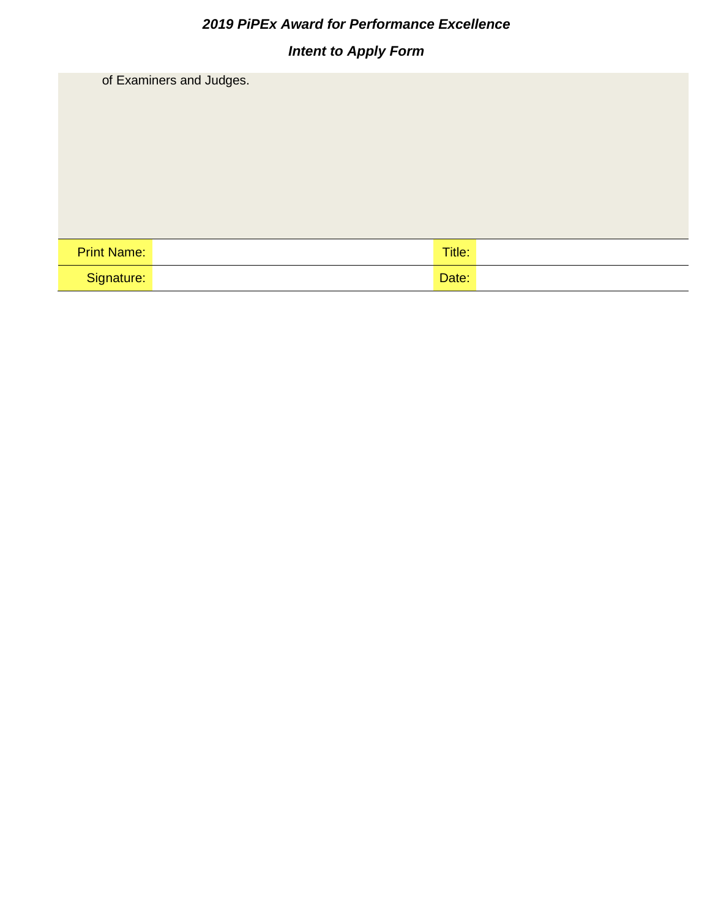*2019 PiPEx Award for Performance Excellence*

*Intent to Apply Form*

of Examiners and Judges.

| | | | |
|---|---|---|---|
| Print Name: | | Title: | |
| Signature: | | Date: | |